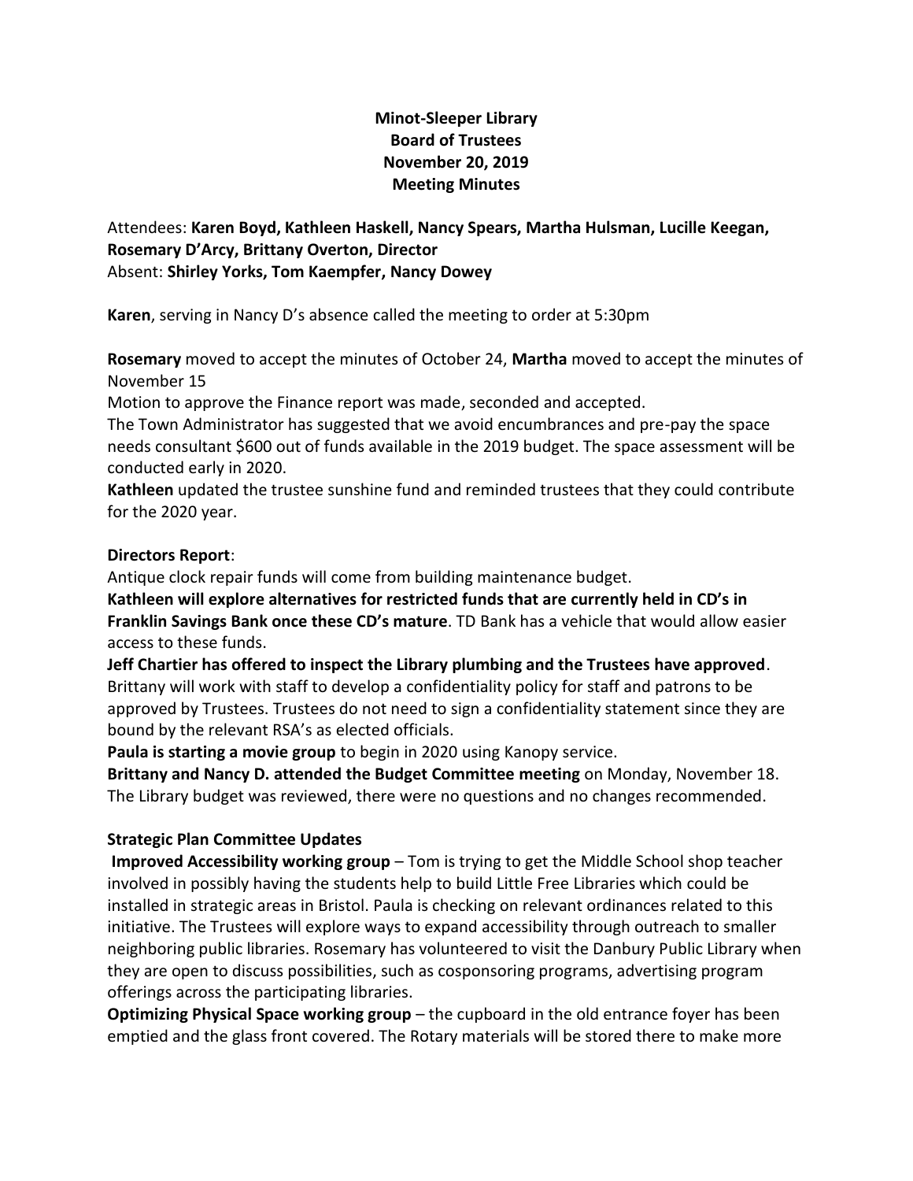**Minot-Sleeper Library**
**Board of Trustees**
**November 20, 2019**
**Meeting Minutes**

Attendees: **Karen Boyd, Kathleen Haskell, Nancy Spears, Martha Hulsman, Lucille Keegan, Rosemary D'Arcy, Brittany Overton, Director**
Absent: **Shirley Yorks, Tom Kaempfer, Nancy Dowey**

**Karen**, serving in Nancy D's absence called the meeting to order at 5:30pm

**Rosemary** moved to accept the minutes of October 24, **Martha** moved to accept the minutes of November 15

Motion to approve the Finance report was made, seconded and accepted.

The Town Administrator has suggested that we avoid encumbrances and pre-pay the space needs consultant $600 out of funds available in the 2019 budget. The space assessment will be conducted early in 2020.

**Kathleen** updated the trustee sunshine fund and reminded trustees that they could contribute for the 2020 year.

**Directors Report**:

Antique clock repair funds will come from building maintenance budget.

**Kathleen will explore alternatives for restricted funds that are currently held in CD's in Franklin Savings Bank once these CD's mature**. TD Bank has a vehicle that would allow easier access to these funds.

**Jeff Chartier has offered to inspect the Library plumbing and the Trustees have approved**.

Brittany will work with staff to develop a confidentiality policy for staff and patrons to be approved by Trustees. Trustees do not need to sign a confidentiality statement since they are bound by the relevant RSA's as elected officials.

**Paula is starting a movie group** to begin in 2020 using Kanopy service.

**Brittany and Nancy D. attended the Budget Committee meeting** on Monday, November 18. The Library budget was reviewed, there were no questions and no changes recommended.

**Strategic Plan Committee Updates**

**Improved Accessibility working group** – Tom is trying to get the Middle School shop teacher involved in possibly having the students help to build Little Free Libraries which could be installed in strategic areas in Bristol. Paula is checking on relevant ordinances related to this initiative. The Trustees will explore ways to expand accessibility through outreach to smaller neighboring public libraries. Rosemary has volunteered to visit the Danbury Public Library when they are open to discuss possibilities, such as cosponsoring programs, advertising program offerings across the participating libraries.

**Optimizing Physical Space working group** – the cupboard in the old entrance foyer has been emptied and the glass front covered. The Rotary materials will be stored there to make more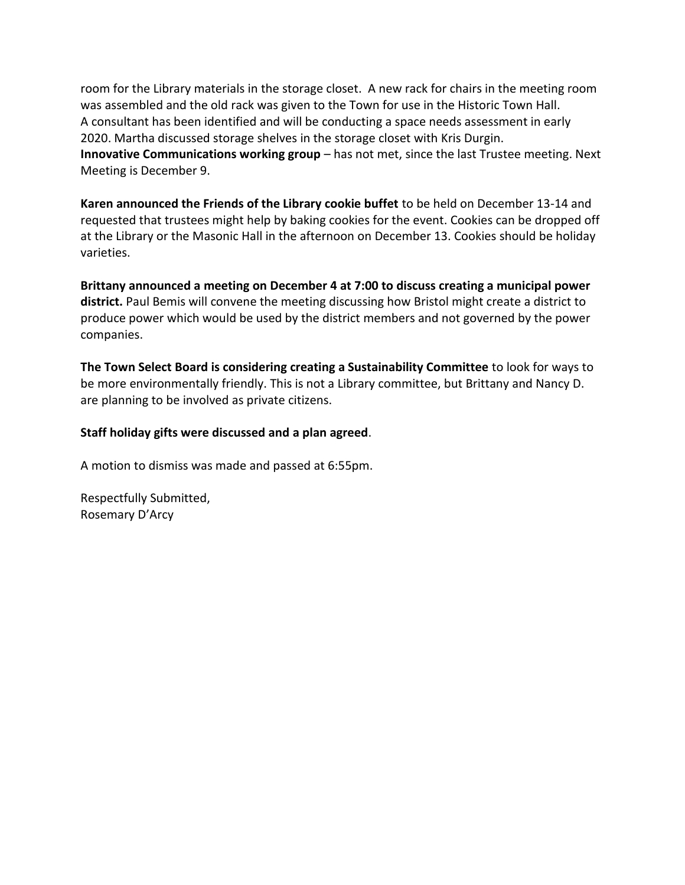room for the Library materials in the storage closet. A new rack for chairs in the meeting room was assembled and the old rack was given to the Town for use in the Historic Town Hall. A consultant has been identified and will be conducting a space needs assessment in early 2020. Martha discussed storage shelves in the storage closet with Kris Durgin.
**Innovative Communications working group** – has not met, since the last Trustee meeting. Next Meeting is December 9.

**Karen announced the Friends of the Library cookie buffet** to be held on December 13-14 and requested that trustees might help by baking cookies for the event. Cookies can be dropped off at the Library or the Masonic Hall in the afternoon on December 13. Cookies should be holiday varieties.

**Brittany announced a meeting on December 4 at 7:00 to discuss creating a municipal power district.** Paul Bemis will convene the meeting discussing how Bristol might create a district to produce power which would be used by the district members and not governed by the power companies.

**The Town Select Board is considering creating a Sustainability Committee** to look for ways to be more environmentally friendly. This is not a Library committee, but Brittany and Nancy D. are planning to be involved as private citizens.

**Staff holiday gifts were discussed and a plan agreed**.

A motion to dismiss was made and passed at 6:55pm.

Respectfully Submitted,
Rosemary D'Arcy